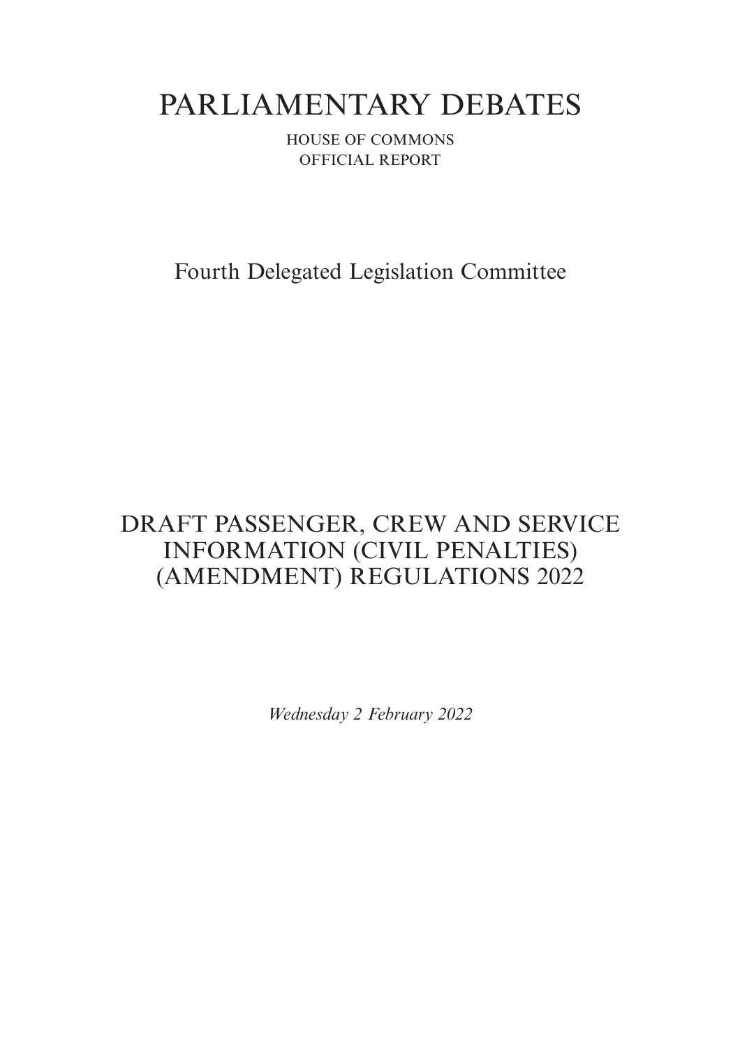# PARLIAMENTARY DEBATES

HOUSE OF COMMONS
OFFICIAL REPORT

## Fourth Delegated Legislation Committee

## DRAFT PASSENGER, CREW AND SERVICE INFORMATION (CIVIL PENALTIES) (AMENDMENT) REGULATIONS 2022

*Wednesday 2 February 2022*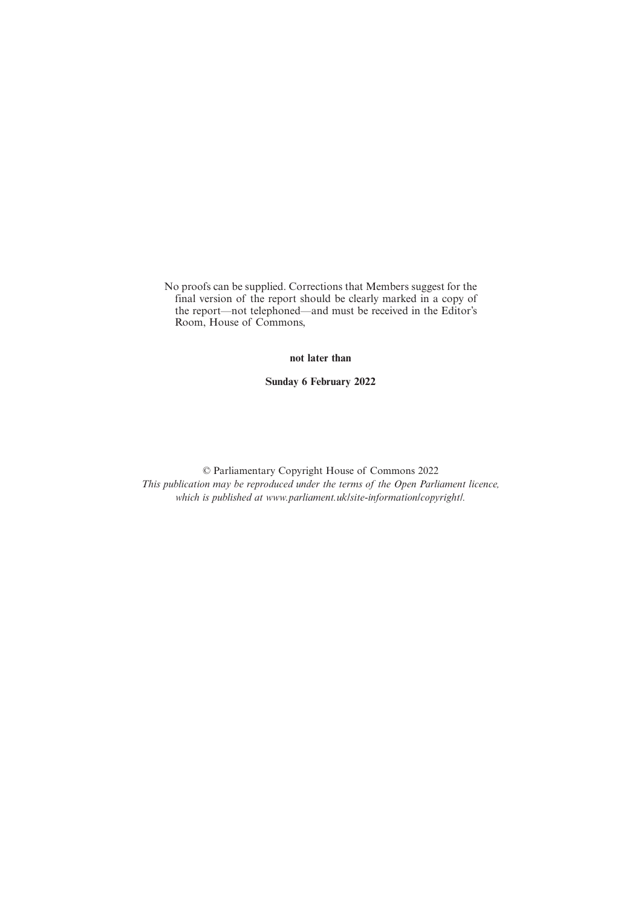No proofs can be supplied. Corrections that Members suggest for the final version of the report should be clearly marked in a copy of the report—not telephoned—and must be received in the Editor's Room, House of Commons,

**not later than**

**Sunday 6 February 2022**

© Parliamentary Copyright House of Commons 2022
*This publication may be reproduced under the terms of the Open Parliament licence, which is published at www.parliament.uk/site-information/copyright/.*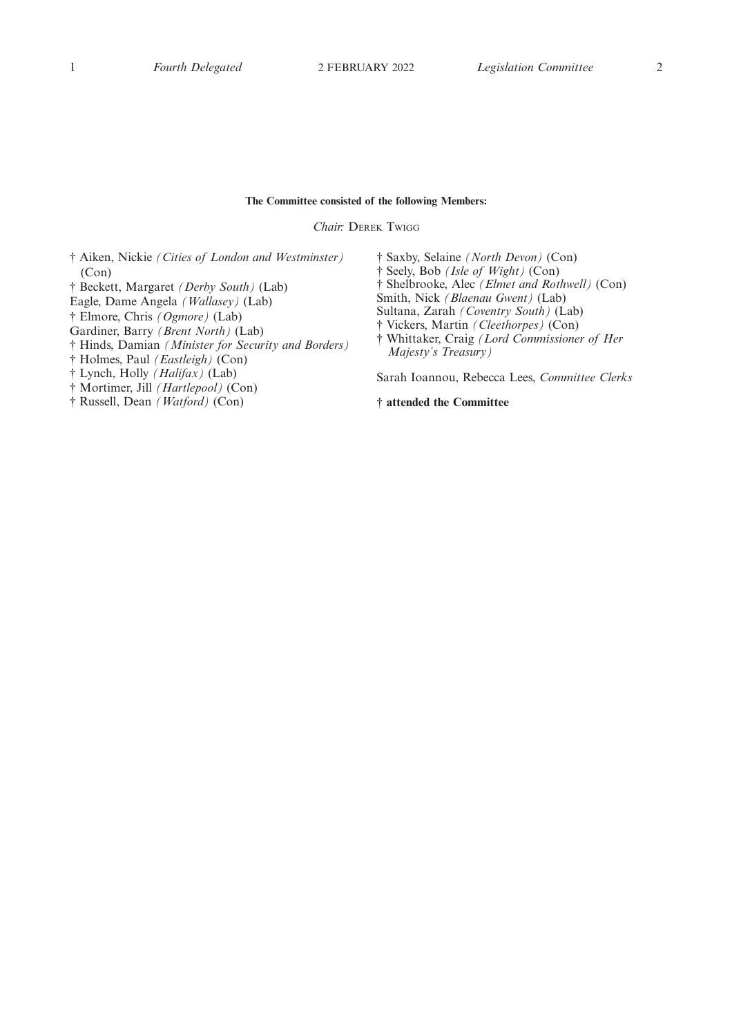**The Committee consisted of the following Members:**

*Chair:* Derek Twigg

† Aiken, Nickie *(Cities of London and Westminster)* (Con)
† Beckett, Margaret *(Derby South)* (Lab)
Eagle, Dame Angela *(Wallasey)* (Lab)
† Elmore, Chris *(Ogmore)* (Lab)
Gardiner, Barry *(Brent North)* (Lab)
† Hinds, Damian *(Minister for Security and Borders)*
† Holmes, Paul *(Eastleigh)* (Con)
† Lynch, Holly *(Halifax)* (Lab)
† Mortimer, Jill *(Hartlepool)* (Con)
† Russell, Dean *(Watford)* (Con)
† Saxby, Selaine *(North Devon)* (Con)
† Seely, Bob *(Isle of Wight)* (Con)
† Shelbrooke, Alec *(Elmet and Rothwell)* (Con)
Smith, Nick *(Blaenau Gwent)* (Lab)
Sultana, Zarah *(Coventry South)* (Lab)
† Vickers, Martin *(Cleethorpes)* (Con)
† Whittaker, Craig *(Lord Commissioner of Her Majesty's Treasury)*

Sarah Ioannou, Rebecca Lees, *Committee Clerks*

**† attended the Committee**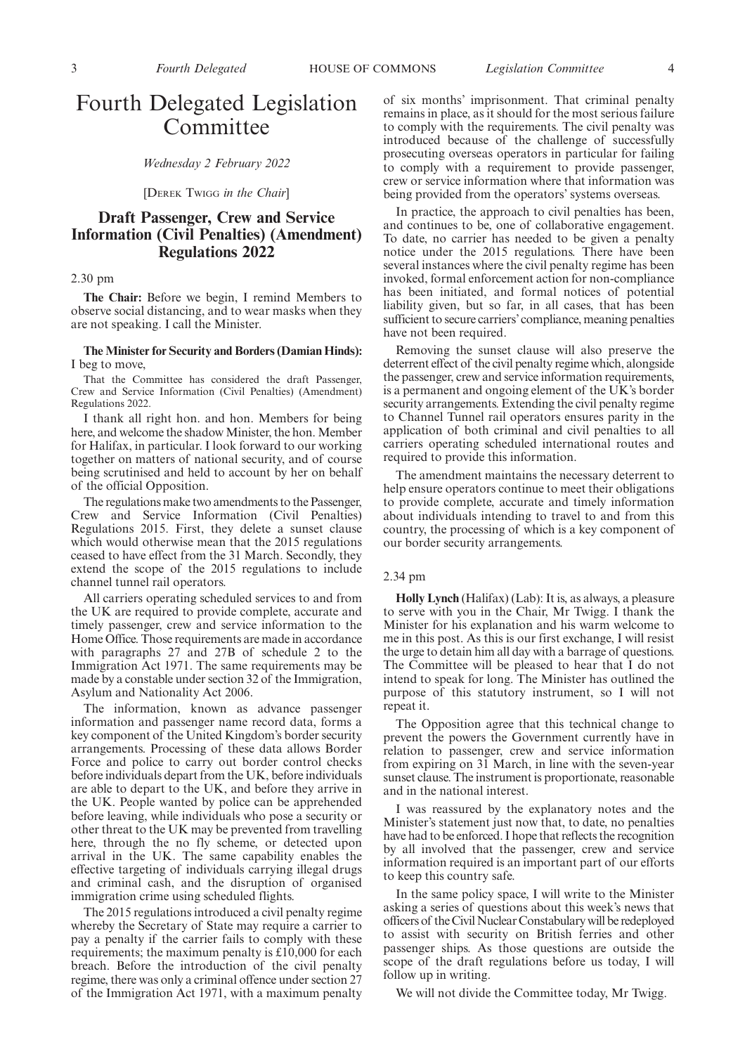# Fourth Delegated Legislation Committee

*Wednesday 2 February 2022*

[Derek Twigg *in the Chair*]

## Draft Passenger, Crew and Service Information (Civil Penalties) (Amendment) Regulations 2022

2.30 pm

**The Chair:** Before we begin, I remind Members to observe social distancing, and to wear masks when they are not speaking. I call the Minister.

**The Minister for Security and Borders (Damian Hinds):** I beg to move,

That the Committee has considered the draft Passenger, Crew and Service Information (Civil Penalties) (Amendment) Regulations 2022.

I thank all right hon. and hon. Members for being here, and welcome the shadow Minister, the hon. Member for Halifax, in particular. I look forward to our working together on matters of national security, and of course being scrutinised and held to account by her on behalf of the official Opposition.

The regulations make two amendments to the Passenger, Crew and Service Information (Civil Penalties) Regulations 2015. First, they delete a sunset clause which would otherwise mean that the 2015 regulations ceased to have effect from the 31 March. Secondly, they extend the scope of the 2015 regulations to include channel tunnel rail operators.

All carriers operating scheduled services to and from the UK are required to provide complete, accurate and timely passenger, crew and service information to the Home Office. Those requirements are made in accordance with paragraphs 27 and 27B of schedule 2 to the Immigration Act 1971. The same requirements may be made by a constable under section 32 of the Immigration, Asylum and Nationality Act 2006.

The information, known as advance passenger information and passenger name record data, forms a key component of the United Kingdom's border security arrangements. Processing of these data allows Border Force and police to carry out border control checks before individuals depart from the UK, before individuals are able to depart to the UK, and before they arrive in the UK. People wanted by police can be apprehended before leaving, while individuals who pose a security or other threat to the UK may be prevented from travelling here, through the no fly scheme, or detected upon arrival in the UK. The same capability enables the effective targeting of individuals carrying illegal drugs and criminal cash, and the disruption of organised immigration crime using scheduled flights.

The 2015 regulations introduced a civil penalty regime whereby the Secretary of State may require a carrier to pay a penalty if the carrier fails to comply with these requirements; the maximum penalty is £10,000 for each breach. Before the introduction of the civil penalty regime, there was only a criminal offence under section 27 of the Immigration Act 1971, with a maximum penalty of six months' imprisonment. That criminal penalty remains in place, as it should for the most serious failure to comply with the requirements. The civil penalty was introduced because of the challenge of successfully prosecuting overseas operators in particular for failing to comply with a requirement to provide passenger, crew or service information where that information was being provided from the operators' systems overseas.

In practice, the approach to civil penalties has been, and continues to be, one of collaborative engagement. To date, no carrier has needed to be given a penalty notice under the 2015 regulations. There have been several instances where the civil penalty regime has been invoked, formal enforcement action for non-compliance has been initiated, and formal notices of potential liability given, but so far, in all cases, that has been sufficient to secure carriers' compliance, meaning penalties have not been required.

Removing the sunset clause will also preserve the deterrent effect of the civil penalty regime which, alongside the passenger, crew and service information requirements, is a permanent and ongoing element of the UK's border security arrangements. Extending the civil penalty regime to Channel Tunnel rail operators ensures parity in the application of both criminal and civil penalties to all carriers operating scheduled international routes and required to provide this information.

The amendment maintains the necessary deterrent to help ensure operators continue to meet their obligations to provide complete, accurate and timely information about individuals intending to travel to and from this country, the processing of which is a key component of our border security arrangements.

2.34 pm

**Holly Lynch** (Halifax) (Lab): It is, as always, a pleasure to serve with you in the Chair, Mr Twigg. I thank the Minister for his explanation and his warm welcome to me in this post. As this is our first exchange, I will resist the urge to detain him all day with a barrage of questions. The Committee will be pleased to hear that I do not intend to speak for long. The Minister has outlined the purpose of this statutory instrument, so I will not repeat it.

The Opposition agree that this technical change to prevent the powers the Government currently have in relation to passenger, crew and service information from expiring on 31 March, in line with the seven-year sunset clause. The instrument is proportionate, reasonable and in the national interest.

I was reassured by the explanatory notes and the Minister's statement just now that, to date, no penalties have had to be enforced. I hope that reflects the recognition by all involved that the passenger, crew and service information required is an important part of our efforts to keep this country safe.

In the same policy space, I will write to the Minister asking a series of questions about this week's news that officers of the Civil Nuclear Constabulary will be redeployed to assist with security on British ferries and other passenger ships. As those questions are outside the scope of the draft regulations before us today, I will follow up in writing.

We will not divide the Committee today, Mr Twigg.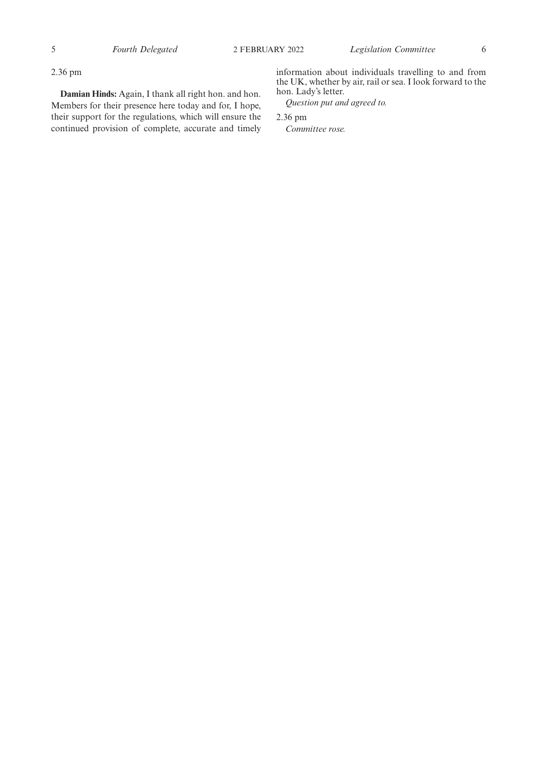2.36 pm

**Damian Hinds:** Again, I thank all right hon. and hon. Members for their presence here today and for, I hope, their support for the regulations, which will ensure the continued provision of complete, accurate and timely information about individuals travelling to and from the UK, whether by air, rail or sea. I look forward to the hon. Lady's letter.

*Question put and agreed to.*

2.36 pm

*Committee rose.*